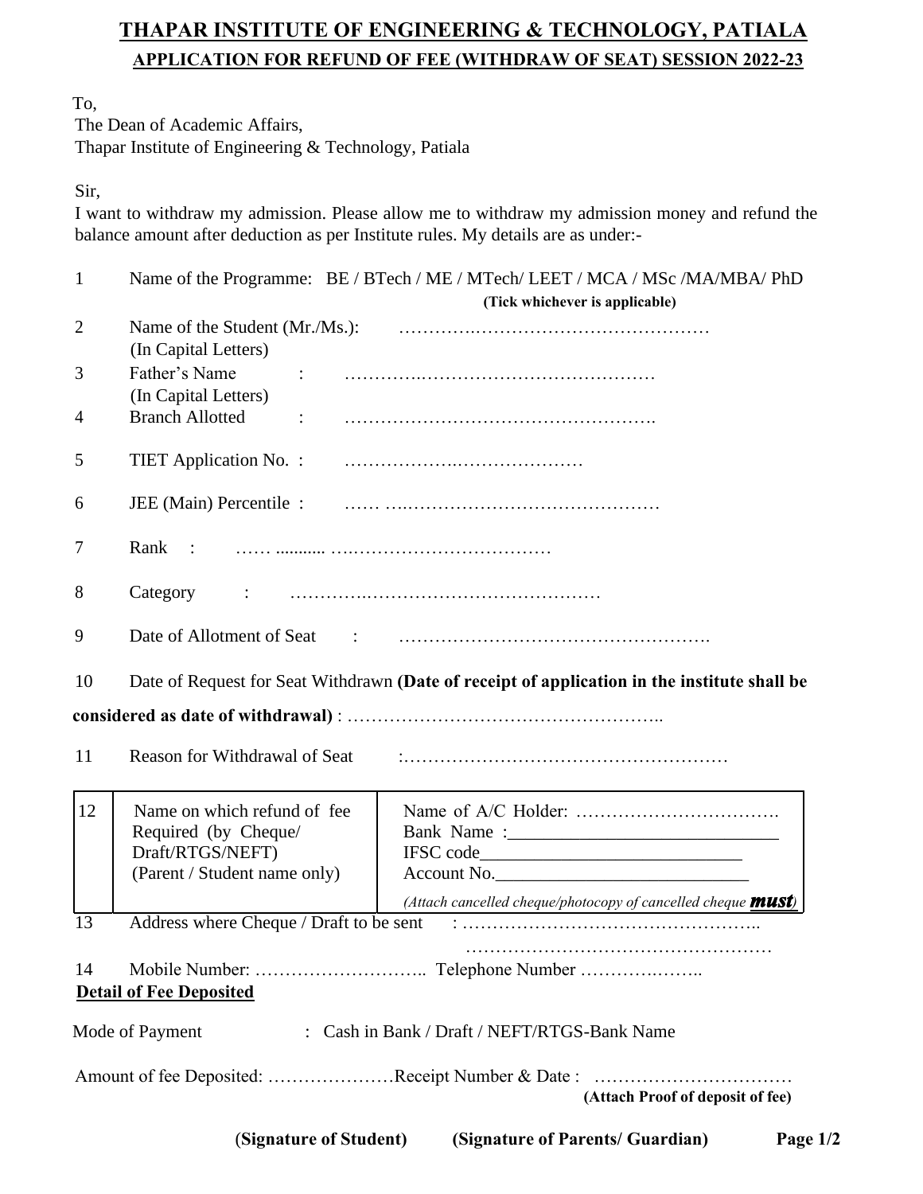# THAPAR INSTITUTE OF ENGINEERING & TECHNOLOGY, PATIALA

## APPLICATION FOR REFUND OF FEE (WITHDRAW OF SEAT) SESSION 2022-23

To,
The Dean of Academic Affairs,
Thapar Institute of Engineering & Technology, Patiala

Sir,

I want to withdraw my admission. Please allow me to withdraw my admission money and refund the balance amount after deduction as per Institute rules. My details are as under:-

1. Name of the Programme: BE / BTech / ME / MTech/ LEET / MCA / MSc /MA/MBA/ PhD
   **(Tick whichever is applicable)**
2. Name of the Student (Mr./Ms.): ……………………………………………
   (In Capital Letters)
3. Father's Name : ……………………………………………
   (In Capital Letters)
4. Branch Allotted : …………………………………………….
5. TIET Application No. : …………………………………
6. JEE (Main) Percentile : …… ………………………………………
7. Rank : …… ........... …………………………………
8. Category : ……………………………………………
9. Date of Allotment of Seat : …………………………………………….
10. Date of Request for Seat Withdrawn **(Date of receipt of application in the institute shall be considered as date of withdrawal)** : ……………………………………………..
11. Reason for Withdrawal of Seat :………………………………………………

| 12 | Name on which refund of fee Required (by Cheque/ Draft/RTGS/NEFT) (Parent / Student name only) | Name of A/C Holder: …………………………….<br>Bank Name :____________________________<br>IFSC code___________________________<br>Account No.__________________________<br>*(Attach cancelled cheque/photocopy of cancelled cheque **must**)* |
|---|---|---|

13. Address where Cheque / Draft to be sent : …………………………………………..
    ……………………………………………
14. Mobile Number: ……………………….. Telephone Number ………….……..

**Detail of Fee Deposited**

Mode of Payment : Cash in Bank / Draft / NEFT/RTGS-Bank Name

Amount of fee Deposited: …………………Receipt Number & Date : ……………………………
**(Attach Proof of deposit of fee)**

**(Signature of Student)** **(Signature of Parents/ Guardian)**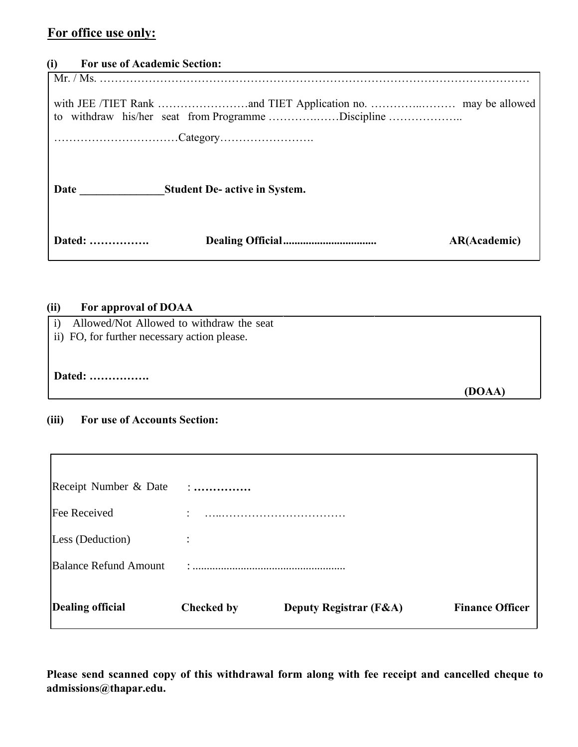## For office use only:

**(i) For use of Academic Section:**

Mr. / Ms. …………………………………………………………………………………………………………

with JEE /TIET Rank ……………………and TIET Application no. …………..……… may be allowed to withdraw his/her seat from Programme ……………Discipline ………………..

……………………………Category…………………….

**Date _______________Student De- active in System.**

**Dated: …………….** **Dealing Official.................................** **AR(Academic)**

**(ii) For approval of DOAA**

i) Allowed/Not Allowed to withdraw the seat
ii) FO, for further necessary action please.

**Dated: …………….**

**(DOAA)**

**(iii) For use of Accounts Section:**

Receipt Number & Date : **……………**

Fee Received : …..……………………………

Less (Deduction) :

Balance Refund Amount : .....................................................

**Dealing official** **Checked by** **Deputy Registrar (F&A)** **Finance Officer**

**Please send scanned copy of this withdrawal form along with fee receipt and cancelled cheque to admissions@thapar.edu.**